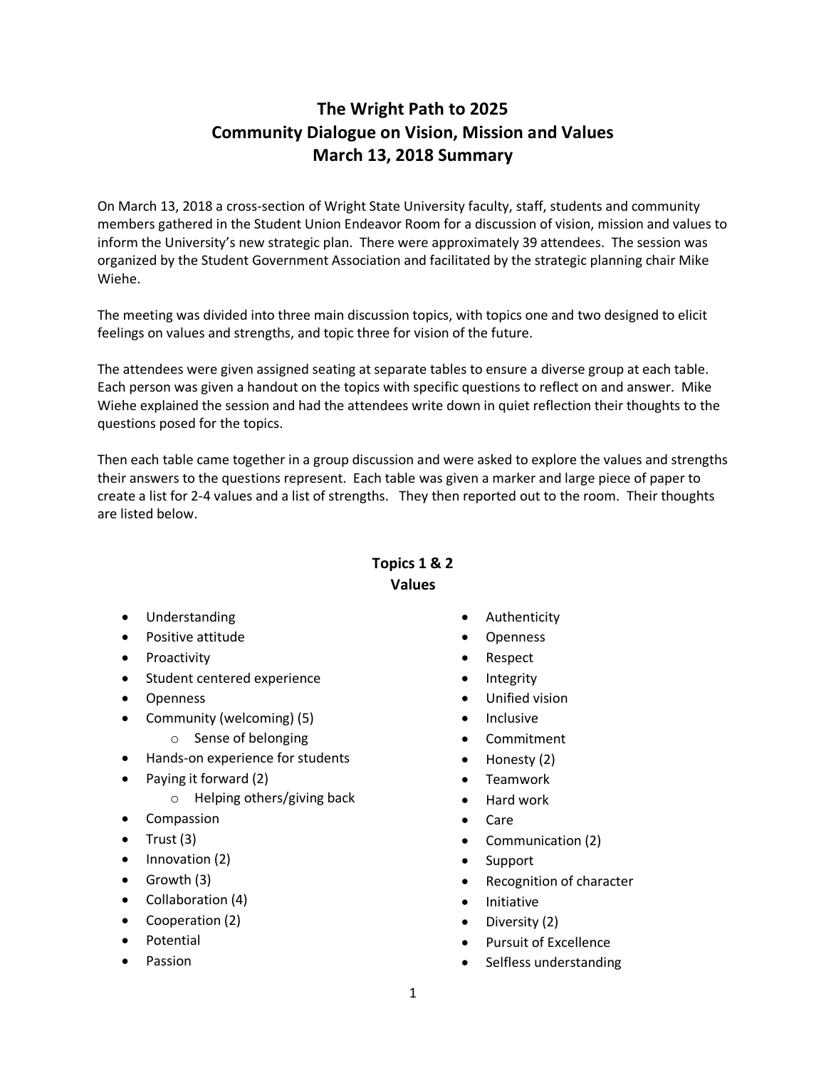# The Wright Path to 2025
# Community Dialogue on Vision, Mission and Values
# March 13, 2018 Summary

On March 13, 2018 a cross-section of Wright State University faculty, staff, students and community members gathered in the Student Union Endeavor Room for a discussion of vision, mission and values to inform the University's new strategic plan. There were approximately 39 attendees. The session was organized by the Student Government Association and facilitated by the strategic planning chair Mike Wiehe.

The meeting was divided into three main discussion topics, with topics one and two designed to elicit feelings on values and strengths, and topic three for vision of the future.

The attendees were given assigned seating at separate tables to ensure a diverse group at each table. Each person was given a handout on the topics with specific questions to reflect on and answer. Mike Wiehe explained the session and had the attendees write down in quiet reflection their thoughts to the questions posed for the topics.

Then each table came together in a group discussion and were asked to explore the values and strengths their answers to the questions represent. Each table was given a marker and large piece of paper to create a list for 2-4 values and a list of strengths. They then reported out to the room. Their thoughts are listed below.

## Topics 1 & 2
## Values

- Understanding
- Positive attitude
- Proactivity
- Student centered experience
- Openness
- Community (welcoming) (5)
  - Sense of belonging
- Hands-on experience for students
- Paying it forward (2)
  - Helping others/giving back
- Compassion
- Trust (3)
- Innovation (2)
- Growth (3)
- Collaboration (4)
- Cooperation (2)
- Potential
- Passion
- Authenticity
- Openness
- Respect
- Integrity
- Unified vision
- Inclusive
- Commitment
- Honesty (2)
- Teamwork
- Hard work
- Care
- Communication (2)
- Support
- Recognition of character
- Initiative
- Diversity (2)
- Pursuit of Excellence
- Selfless understanding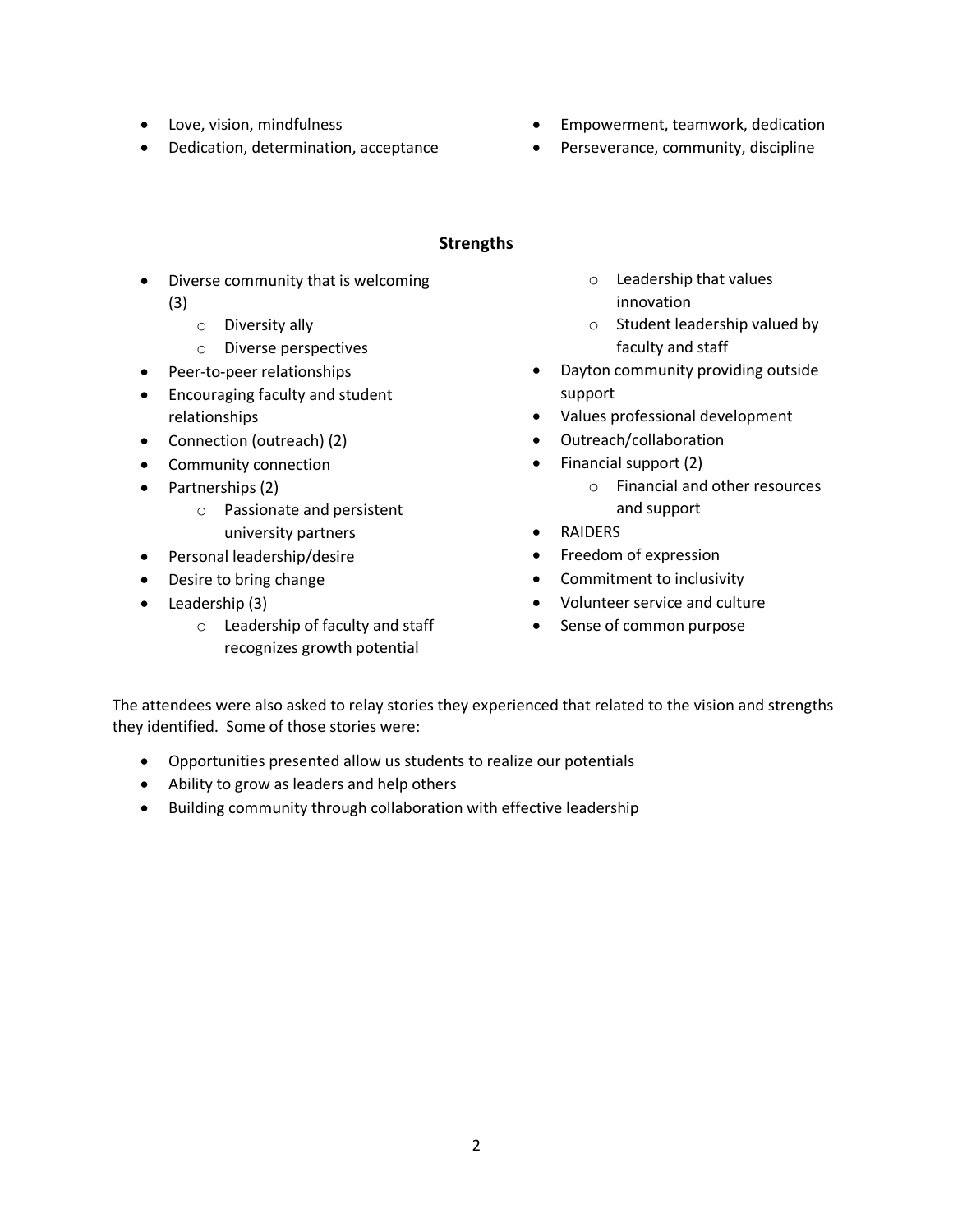- Love, vision, mindfulness
- Dedication, determination, acceptance
- Empowerment, teamwork, dedication
- Perseverance, community, discipline

## Strengths

- Diverse community that is welcoming (3)
  - Diversity ally
  - Diverse perspectives
- Peer-to-peer relationships
- Encouraging faculty and student relationships
- Connection (outreach) (2)
- Community connection
- Partnerships (2)
  - Passionate and persistent university partners
- Personal leadership/desire
- Desire to bring change
- Leadership (3)
  - Leadership of faculty and staff recognizes growth potential
  - Leadership that values innovation
  - Student leadership valued by faculty and staff
- Dayton community providing outside support
- Values professional development
- Outreach/collaboration
- Financial support (2)
  - Financial and other resources and support
- RAIDERS
- Freedom of expression
- Commitment to inclusivity
- Volunteer service and culture
- Sense of common purpose

The attendees were also asked to relay stories they experienced that related to the vision and strengths they identified. Some of those stories were:

- Opportunities presented allow us students to realize our potentials
- Ability to grow as leaders and help others
- Building community through collaboration with effective leadership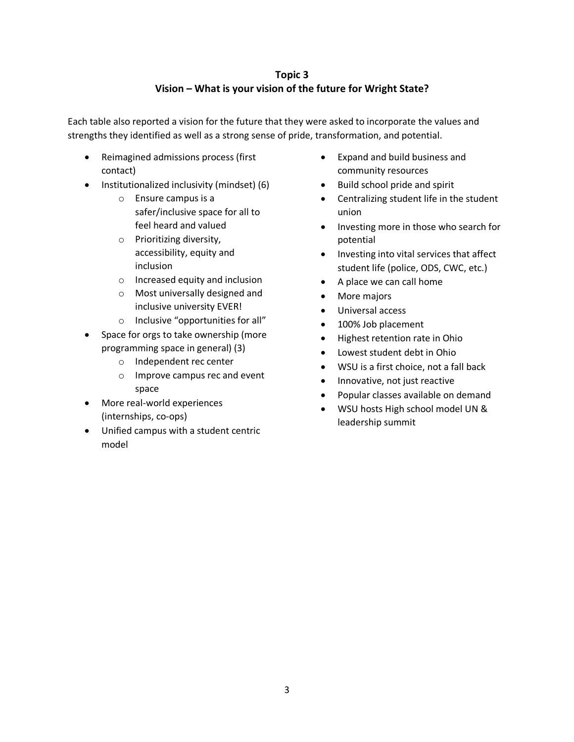## Topic 3
## Vision – What is your vision of the future for Wright State?

Each table also reported a vision for the future that they were asked to incorporate the values and strengths they identified as well as a strong sense of pride, transformation, and potential.

- Reimagined admissions process (first contact)
- Institutionalized inclusivity (mindset) (6)
  - Ensure campus is a safer/inclusive space for all to feel heard and valued
  - Prioritizing diversity, accessibility, equity and inclusion
  - Increased equity and inclusion
  - Most universally designed and inclusive university EVER!
  - Inclusive "opportunities for all"
- Space for orgs to take ownership (more programming space in general) (3)
  - Independent rec center
  - Improve campus rec and event space
- More real-world experiences (internships, co-ops)
- Unified campus with a student centric model
- Expand and build business and community resources
- Build school pride and spirit
- Centralizing student life in the student union
- Investing more in those who search for potential
- Investing into vital services that affect student life (police, ODS, CWC, etc.)
- A place we can call home
- More majors
- Universal access
- 100% Job placement
- Highest retention rate in Ohio
- Lowest student debt in Ohio
- WSU is a first choice, not a fall back
- Innovative, not just reactive
- Popular classes available on demand
- WSU hosts High school model UN & leadership summit